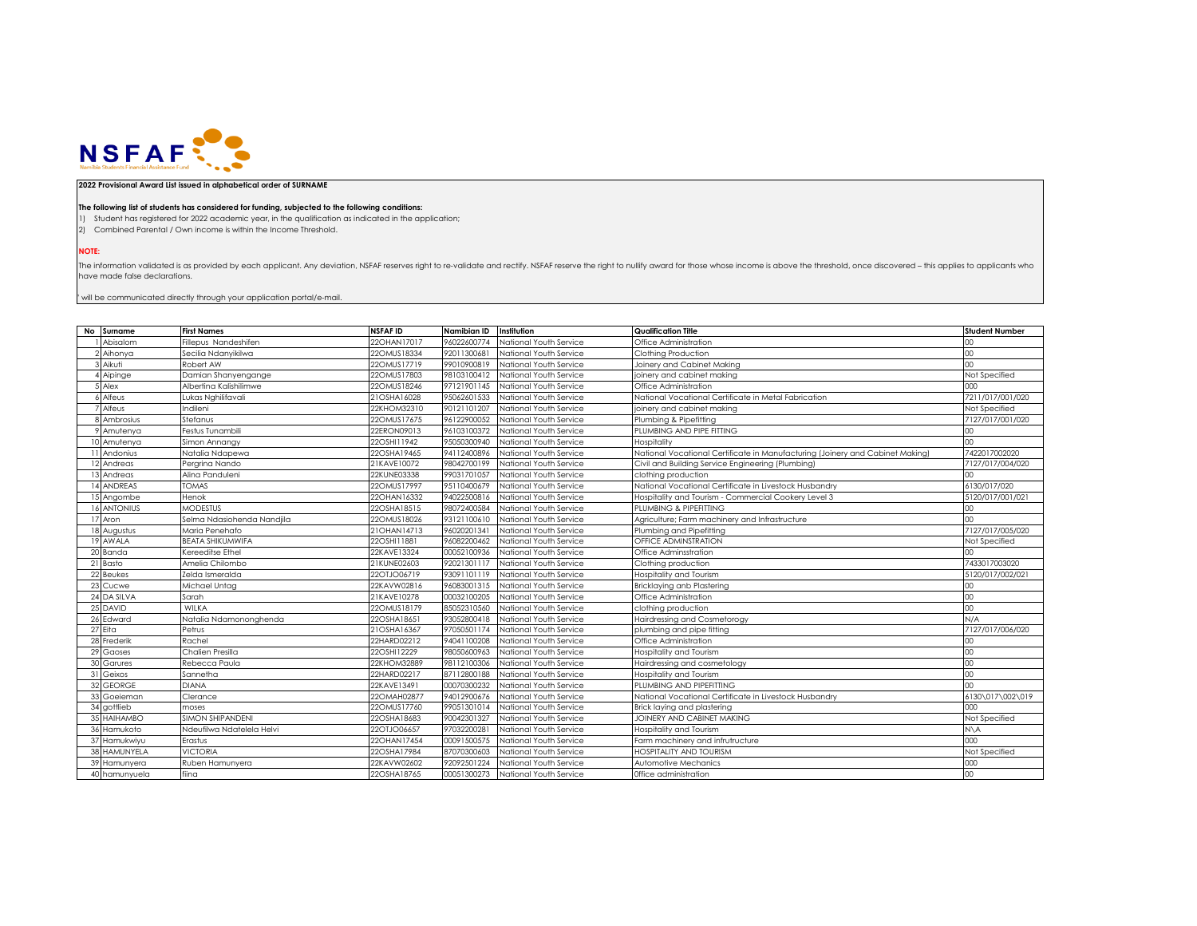NSFAF
Namibia Students Financial Assistance Fund

**2022 Provisional Award List issued in alphabetical order of SURNAME**

**The following list of students has considered for funding, subjected to the following conditions:**

1) Student has registered for 2022 academic year, in the qualification as indicated in the application;
2) Combined Parental / Own income is within the Income Threshold.

**NOTE:**

The information validated is as provided by each applicant. Any deviation, NSFAF reserves right to re-validate and rectify. NSFAF reserve the right to nullify award for those whose income is above the threshold, once discovered – this applies to applicants who have made false declarations.

' will be communicated directly through your application portal/e-mail.

| No | Surname | First Names | NSFAF ID | Namibian ID | Institution | Qualification Title | Student Number |
|---|---|---|---|---|---|---|---|
| 1 | Abisalom | Fillepus Nandeshifen | 22OHAN17017 | 96022600774 | National Youth Service | Office Administration | 00 |
| 2 | Aihonya | Secilia Ndanyikilwa | 22OMUS18334 | 92011300681 | National Youth Service | Clothing Production | 00 |
| 3 | Aikuti | Robert AW | 22OMUS17719 | 99010900819 | National Youth Service | Joinery and Cabinet Making | 00 |
| 4 | Aipinge | Damian Shanyengange | 22OMUS17803 | 98103100412 | National Youth Service | joinery and cabinet making | Not Specified |
| 5 | Alex | Albertina Kalishilimwe | 22OMUS18246 | 97121901145 | National Youth Service | Office Administration | 000 |
| 6 | Alfeus | Lukas Nghilifavali | 21OSHA16028 | 95062601533 | National Youth Service | National Vocational Certificate in Metal Fabrication | 7211/017/001/020 |
| 7 | Alfeus | Indileni | 22KHOM32310 | 90121101207 | National Youth Service | joinery and cabinet making | Not Specified |
| 8 | Ambrosius | Stefanus | 22OMUS17675 | 96122900052 | National Youth Service | Plumbing & Pipefitting | 7127/017/001/020 |
| 9 | Amutenya | Festus Tunambili | 22ERON09013 | 96103100372 | National Youth Service | PLUMBING AND PIPE FITTING | 00 |
| 10 | Amutenya | Simon Annangy | 22OSHI11942 | 95050300940 | National Youth Service | Hospitality | 00 |
| 11 | Andonius | Natalia Ndapewa | 22OSHA19465 | 94112400896 | National Youth Service | National Vocational Certificate in Manufacturing (Joinery and Cabinet Making) | 7422017002020 |
| 12 | Andreas | Pergrina Nando | 21KAVE10072 | 98042700199 | National Youth Service | Civil and Building Service Engineering (Plumbing) | 7127/017/004/020 |
| 13 | Andreas | Alina Panduleni | 22KUNE03338 | 99031701057 | National Youth Service | clothing production | 00 |
| 14 | ANDREAS | TOMAS | 22OMUS17997 | 95110400679 | National Youth Service | National Vocational Certificate in Livestock Husbandry | 6130/017/020 |
| 15 | Angombe | Henok | 22OHAN16332 | 94022500816 | National Youth Service | Hospitality and Tourism - Commercial Cookery Level 3 | 5120/017/001/021 |
| 16 | ANTONIUS | MODESTUS | 22OSHA18515 | 98072400584 | National Youth Service | PLUMBING & PIPEFITTING | 00 |
| 17 | Aron | Selma Ndasiohenda Nandjila | 22OMUS18026 | 93121100610 | National Youth Service | Agriculture; Farm machinery and Infrastructure | 00 |
| 18 | Augustus | Maria Penehafo | 21OHAN14713 | 96020201341 | National Youth Service | Plumbing and Pipefitting | 7127/017/005/020 |
| 19 | AWALA | BEATA SHIKUMWIFA | 22OSHI11881 | 96082200462 | National Youth Service | OFFICE ADMINSTRATION | Not Specified |
| 20 | Banda | Kereeditse Ethel | 22KAVE13324 | 00052100936 | National Youth Service | Office Adminsstration | 00 |
| 21 | Basto | Amelia Chilombo | 21KUNE02603 | 92021301117 | National Youth Service | Clothing production | 7433017003020 |
| 22 | Beukes | Zelda Ismeralda | 22OTJO06719 | 93091101119 | National Youth Service | Hospitality and Tourism | 5120/017/002/021 |
| 23 | Cucwe | Michael Untag | 22KAVW02816 | 96083001315 | National Youth Service | Bricklaying anb Plastering | 00 |
| 24 | DA SILVA | Sarah | 21KAVE10278 | 00032100205 | National Youth Service | Office Administration | 00 |
| 25 | DAVID | WILKA | 22OMUS18179 | 85052310560 | National Youth Service | clothing production | 00 |
| 26 | Edward | Natalia Ndamononghenda | 22OSHA18651 | 93052800418 | National Youth Service | Hairdressing and Cosmetorogy | N/A |
| 27 | Eita | Petrus | 21OSHA16367 | 97050501174 | National Youth Service | plumbing and pipe fitting | 7127/017/006/020 |
| 28 | Frederik | Rachel | 22HARD02212 | 94041100208 | National Youth Service | Office Administration | 00 |
| 29 | Gaoses | Chalien Presilla | 22OSHI12229 | 98050600963 | National Youth Service | Hospitality and Tourism | 00 |
| 30 | Garures | Rebecca Paula | 22KHOM32889 | 98112100306 | National Youth Service | Hairdressing and cosmetology | 00 |
| 31 | Geixos | Sannetha | 22HARD02217 | 87112800188 | National Youth Service | Hospitality and Tourism | 00 |
| 32 | GEORGE | DIANA | 22KAVE13491 | 00070300232 | National Youth Service | PLUMBING AND PIPEFITTING | 00 |
| 33 | Goeieman | Clerance | 22OMAH02877 | 94012900676 | National Youth Service | National Vocational Certificate in Livestock Husbandry | 6130\017\002\019 |
| 34 | gottlieb | moses | 22OMUS17760 | 99051301014 | National Youth Service | Brick laying and plastering | 000 |
| 35 | HAIHAMBO | SIMON SHIPANDENI | 22OSHA18683 | 90042301327 | National Youth Service | JOINERY AND CABINET MAKING | Not Specified |
| 36 | Hamukoto | Ndeufilwa Ndatelela Helvi | 22OTJO06657 | 97032200281 | National Youth Service | Hospitality and Tourism | N\A |
| 37 | Hamukwiyu | Erastus | 22OHAN17454 | 00091500575 | National Youth Service | Farm machinery and infrutructure | 000 |
| 38 | HAMUNYELA | VICTORIA | 22OSHA17984 | 87070300603 | National Youth Service | HOSPITALITY AND TOURISM | Not Specified |
| 39 | Hamunyera | Ruben Hamunyera | 22KAVW02602 | 92092501224 | National Youth Service | Automotive Mechanics | 000 |
| 40 | hamunyuela | fiina | 22OSHA18765 | 00051300273 | National Youth Service | 0ffice administration | 00 |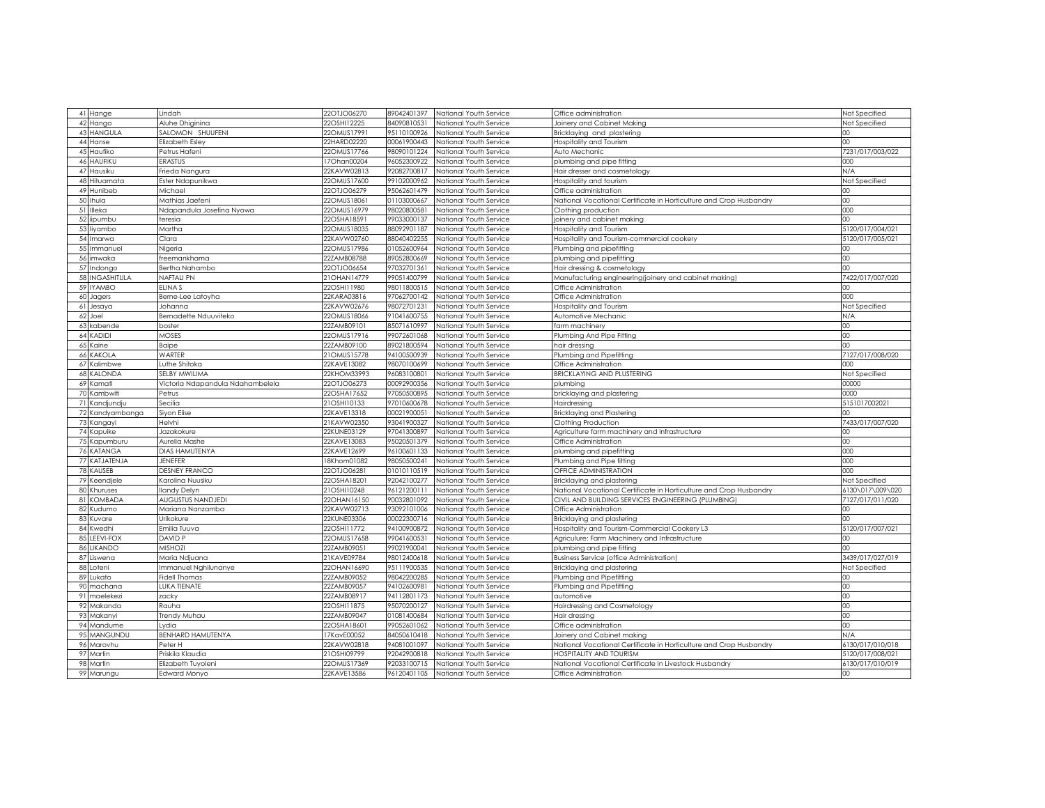| 41 | Hange | Lindah | 22OTJO06270 | 89042401397 | National Youth Service | Office administration | Not Specified |
|---|---|---|---|---|---|---|---|
| 42 | Hango | Aluhe Dhiginina | 22OSHI12225 | 84090810531 | National Youth Service | Joinery and Cabinet Making | Not Specified |
| 43 | HANGULA | SALOMON SHUUFENI | 22OMUS17991 | 95110100926 | National Youth Service | Bricklaying and plastering | 00 |
| 44 | Hanse | Elizabeth Esley | 22HARD02220 | 00061900443 | National Youth Service | Hospitality and Tourism | 00 |
| 45 | Haufiko | Petrus Hafeni | 22OMUS17766 | 98090101224 | National Youth Service | Auto Mechanic | 7231/017/003/022 |
| 46 | HAUFIKU | ERASTUS | 17Ohan00204 | 96052300922 | National Youth Service | plumbing and pipe fitting | 000 |
| 47 | Hausiku | Frieda Nangura | 22KAVW02813 | 92082700817 | National Youth Service | Hair dresser and cosmetology | N/A |
| 48 | Hituamata | Ester Ndapunikwa | 22OMUS17600 | 99102000962 | National Youth Service | Hospitality and tourism | Not Specified |
| 49 | Hunibeb | Michael | 22OTJO06279 | 95062601479 | National Youth Service | Office administration | 00 |
| 50 | Ihula | Mathias Jaefeni | 22OMUS18061 | 01103000667 | National Youth Service | National Vocational Certificate in Horticulture and Crop Husbandry | 00 |
| 51 | Illeka | Ndapandula Josefina Nyowa | 22OMUS16979 | 98020800581 | National Youth Service | Clothing production | 000 |
| 52 | iipumbu | teresia | 22OSHA18591 | 99033000137 | National Youth Service | joinery and cabinet making | 00 |
| 53 | Iiyambo | Martha | 22OMUS18035 | 88092901187 | National Youth Service | Hospitality and Tourism | 5120/017/004/021 |
| 54 | Imarwa | Clara | 22KAVW02760 | 88040402255 | National Youth Service | Hospitality and Tourism-commercial cookery | 5120/017/005/021 |
| 55 | Immanuel | Nigeria | 22OMUS17986 | 01052600964 | National Youth Service | Plumbing and pipefitting | 00 |
| 56 | imwaka | freemankhama | 22ZAMB08788 | 89052800669 | National Youth Service | plumbing and pipefitting | 00 |
| 57 | Indongo | Bertha Nahambo | 22OTJO06654 | 97032701361 | National Youth Service | Hair dressing & cosmetology | 00 |
| 58 | INGASHITULA | NAFTALI PN | 21OHAN14779 | 99051400799 | National Youth Service | Manufacturing engineering(joinery and cabinet making) | 7422/017/007/020 |
| 59 | IYAMBO | ELINA S | 22OSHI11980 | 98011800515 | National Youth Service | Office Administration | 00 |
| 60 | Jagers | Berne-Lee Latoyha | 22KARA03816 | 97062700142 | National Youth Service | Office Administration | 000 |
| 61 | Jesaya | Johanna | 22KAVW02676 | 98072701231 | National Youth Service | Hospitality and Tourism | Not Specified |
| 62 | Joel | Bernadette Nduuviteko | 22OMUS18066 | 91041600755 | National Youth Service | Automotive Mechanic | N/A |
| 63 | kabende | boster | 22ZAMB09101 | 85071610997 | National Youth Service | farm machinery | 00 |
| 64 | KADIDI | MOSES | 22OMUS17916 | 99072601068 | National Youth Service | Plumbing And Pipe Fitting | 00 |
| 65 | Kaine | Baipe | 22ZAMB09100 | 89021800594 | National Youth Service | hair dressing | 00 |
| 66 | KAKOLA | WARTER | 21OMUS15778 | 94100500939 | National Youth Service | Plumbing and Pipefitting | 7127/017/008/020 |
| 67 | Kalimbwe | Luthe Shitoka | 22KAVE13082 | 98070100699 | National Youth Service | Office Administration | 000 |
| 68 | KALONDA | SELBY MWILIMA | 22KHOM33993 | 96083100801 | National Youth Service | BRICKLAYING AND PLUSTERING | Not Specified |
| 69 | Kamati | Victoria Ndapandula Ndahambelela | 22OTJO06273 | 00092900356 | National Youth Service | plumbing | 00000 |
| 70 | Kambwiti | Petrus | 22OSHA17652 | 97050500895 | National Youth Service | bricklaying and plastering | 0000 |
| 71 | Kandjundju | Secilia | 21OSHI10133 | 97010600678 | National Youth Service | Hairdressing | 5151017002021 |
| 72 | Kandyambanga | Siyon Elise | 22KAVE13318 | 00021900051 | National Youth Service | Bricklaying and Plastering | 00 |
| 73 | Kangayi | Helvhi | 21KAVW02350 | 93041900327 | National Youth Service | Clothing Production | 7433/017/007/020 |
| 74 | Kapuike | Jazakokure | 22KUNE03129 | 97041300897 | National Youth Service | Agriculture farm machinery and infrastructure | 00 |
| 75 | Kapumburu | Aurelia Mashe | 22KAVE13083 | 95020501379 | National Youth Service | Office Administration | 00 |
| 76 | KATANGA | DIAS HAMUTENYA | 22KAVE12699 | 96100601133 | National Youth Service | plumbing and pipefitting | 000 |
| 77 | KATJATENJA | JENEFER | 18Khom01082 | 98050500241 | National Youth Service | Plumbing and Pipe fitting | 000 |
| 78 | KAUSEB | DESNEY FRANCO | 22OTJO06281 | 01010110519 | National Youth Service | OFFICE ADMINISTRATION | 000 |
| 79 | Keendjele | Karolina Nuusiku | 22OSHA18201 | 92042100277 | National Youth Service | Bricklaying and plastering | Not Specified |
| 80 | Khuruses | Ilandy Delyn | 21OSHI10248 | 96121200111 | National Youth Service | National Vocational Certificate in Horticulture and Crop Husbandry | 6130\017\009\020 |
| 81 | KOMBADA | AUGUSTUS NANDJEDI | 22OHAN16150 | 90032801092 | National Youth Service | CIVIL AND BUILDING SERVICES ENGINEERING (PLUMBING) | 7127/017/011/020 |
| 82 | Kudumo | Mariana Nanzamba | 22KAVW02713 | 93092101006 | National Youth Service | Office Administration | 00 |
| 83 | Kuvare | Urikokure | 22KUNE03306 | 00022300716 | National Youth Service | Bricklaying and plastering | 00 |
| 84 | Kwedhi | Emilia Tuuva | 22OSHI11772 | 94100900872 | National Youth Service | Hospitality and Tourism-Commercial Cookery L3 | 5120/017/007/021 |
| 85 | LEEVI-FOX | DAVID P | 22OMUS17658 | 99041600531 | National Youth Service | Agriculure: Farm Machinery and Infrastructure | 00 |
| 86 | LIKANDO | MISHOZI | 22ZAMB09051 | 99021900041 | National Youth Service | plumbing and pipe fitting | 00 |
| 87 | Liswena | Maria Ndjuana | 21KAVE09784 | 98012400618 | National Youth Service | Business Service (office Administration) | 3439/017/027/019 |
| 88 | Loteni | Immanuel Nghilunanye | 22OHAN16690 | 95111900535 | National Youth Service | Bricklaying and plastering | Not Specified |
| 89 | Lukato | Fidell Thomas | 22ZAMB09052 | 98042200285 | National Youth Service | Plumbing and Pipefitting | 00 |
| 90 | machana | LUKA TIENATE | 22ZAMB09057 | 94102600981 | National Youth Service | Plumbing and Pipefitting | 00 |
| 91 | maelekezi | zacky | 22ZAMB08917 | 94112801173 | National Youth Service | automotive | 00 |
| 92 | Makanda | Rauha | 22OSHI11875 | 95070200127 | National Youth Service | Hairdressing and Cosmetology | 00 |
| 93 | Makanyi | Trendy Muhau | 22ZAMB09047 | 01081400684 | National Youth Service | Hair dressing | 00 |
| 94 | Mandume | Lydia | 22OSHA18601 | 99052601062 | National Youth Service | Office administration | 00 |
| 95 | MANGUNDU | BENHARD HAMUTENYA | 17KavE00052 | 84050610418 | National Youth Service | Joinery and Cabinet making | N/A |
| 96 | Marovhu | Peter H | 22KAVW02818 | 94081001097 | National Youth Service | National Vocational Certificate in Horticulture and Crop Husbandry | 6130/017/010/018 |
| 97 | Martin | Priskila Klaudia | 21OSHI09799 | 92042900818 | National Youth Service | HOSPITALITY AND TOURISM | 5120/017/008/021 |
| 98 | Martin | Elizabeth Tuyoleni | 22OMUS17369 | 92033100715 | National Youth Service | National Vocational Certificate in Livestock Husbandry | 6130/017/010/019 |
| 99 | Marungu | Edward Monyo | 22KAVE13586 | 96120401105 | National Youth Service | Office Administration | 00 |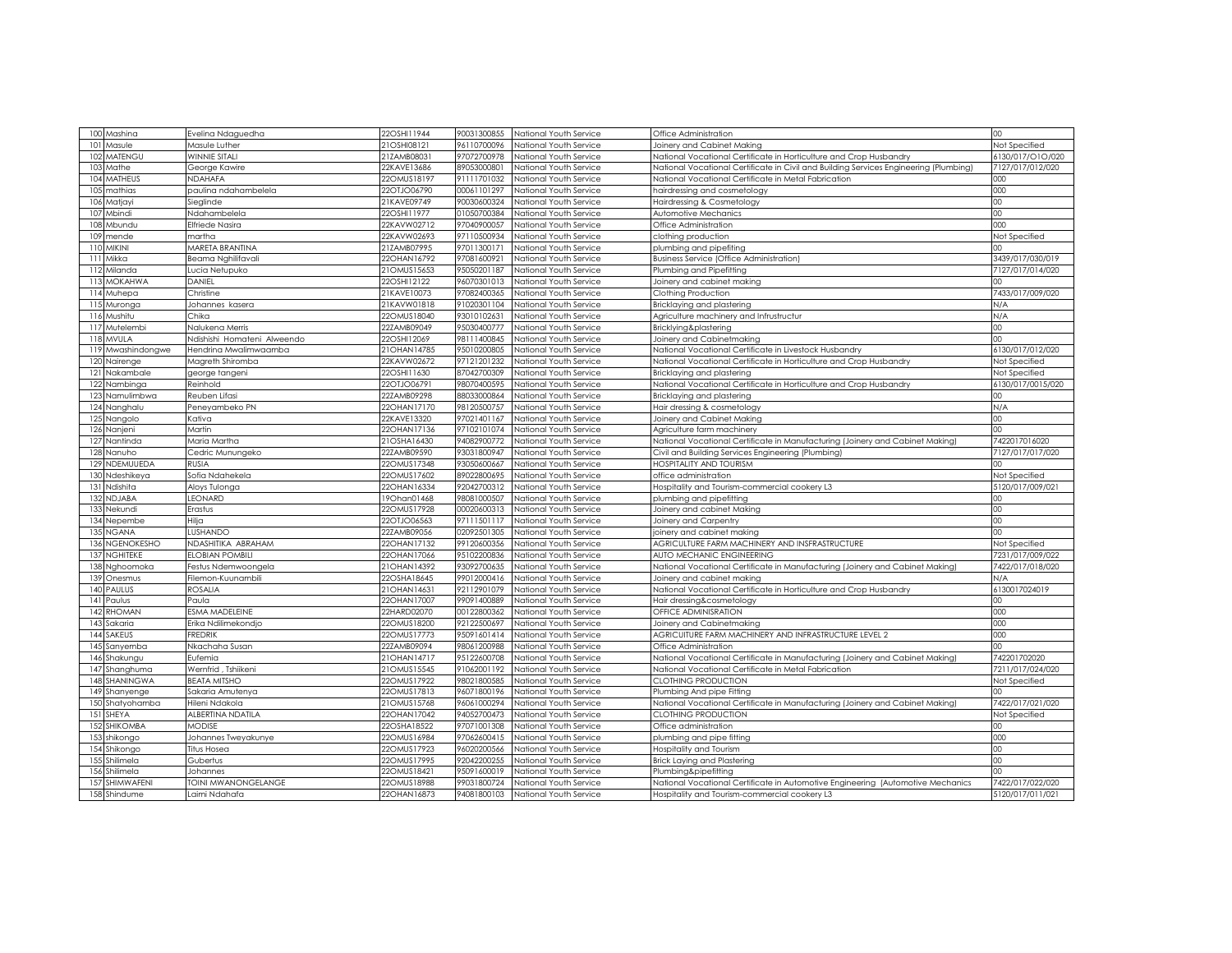| | | | | | | |
|---|---|---|---|---|---|---|
| 100 | Mashina | Evelina Ndaguedha | 22OSHI11944 | 90031300855 | National Youth Service | Office Administration | 00 |
| 101 | Masule | Masule Luther | 21OSHI08121 | 96110700096 | National Youth Service | Joinery and Cabinet Making | Not Specified |
| 102 | MATENGU | WINNIE SITALI | 21ZAMB08031 | 97072700978 | National Youth Service | National Vocational Certificate in Horticulture and Crop Husbandry | 6130/017/O1O/020 |
| 103 | Mathe | George Kawire | 22KAVE13686 | 89053000801 | National Youth Service | National Vocational Certificate in Civil and Building Services Engineering (Plumbing) | 7127/017/012/020 |
| 104 | MATHEUS | NDAHAFA | 22OMUS18197 | 91111701032 | National Youth Service | National Vocational Certificate in Metal Fabrication | 000 |
| 105 | mathias | paulina ndahambelela | 22OTJO06790 | 00061101297 | National Youth Service | hairdressing and cosmetology | 000 |
| 106 | Matjayi | Sieglinde | 21KAVE09749 | 90030600324 | National Youth Service | Hairdressing & Cosmetology | 00 |
| 107 | Mbindi | Ndahambelela | 22OSHI11977 | 01050700384 | National Youth Service | Automotive Mechanics | 00 |
| 108 | Mbundu | Elfriede Nasira | 22KAVW02712 | 97040900057 | National Youth Service | Office Administration | 000 |
| 109 | mende | martha | 22KAVW02693 | 97110500934 | National Youth Service | clothing production | Not Specified |
| 110 | MIKINI | MARETA BRANTINA | 21ZAMB07995 | 97011300171 | National Youth Service | plumbing and pipefitting | 00 |
| 111 | Mikka | Beama Nghilifavali | 22OHAN16792 | 97081600921 | National Youth Service | Business Service (Office Administration) | 3439/017/030/019 |
| 112 | Milanda | Lucia Netupuko | 21OMUS15653 | 95050201187 | National Youth Service | Plumbing and Pipefitting | 7127/017/014/020 |
| 113 | MOKAHWA | DANIEL | 22OSHI12122 | 96070301013 | National Youth Service | Joinery and cabinet making | 00 |
| 114 | Muhepa | Christine | 21KAVE10073 | 97082400365 | National Youth Service | Clothing Production | 7433/017/009/020 |
| 115 | Muronga | Johannes kasera | 21KAVW01818 | 91020301104 | National Youth Service | Bricklaying and plastering | N/A |
| 116 | Mushitu | Chika | 22OMUS18040 | 93010102631 | National Youth Service | Agriculture machinery and Infrustructur | N/A |
| 117 | Mutelembi | Nalukena Merris | 22ZAMB09049 | 95030400777 | National Youth Service | Bricklying&plastering | 00 |
| 118 | MVULA | Ndishishi Homateni Alweendo | 22OSHI12069 | 98111400845 | National Youth Service | Joinery and Cabinetmaking | 00 |
| 119 | Mwashindongwe | Hendrina Mwalimwaamba | 21OHAN14785 | 95010200805 | National Youth Service | National Vocational Certificate in Livestock Husbandry | 6130/017/012/020 |
| 120 | Nairenge | Magreth Shiromba | 22KAVW02672 | 97121201232 | National Youth Service | National Vocational Certificate in Horticulture and Crop Husbandry | Not Specified |
| 121 | Nakambale | george tangeni | 22OSHI11630 | 87042700309 | National Youth Service | Bricklaying and plastering | Not Specified |
| 122 | Nambinga | Reinhold | 22OTJO06791 | 98070400595 | National Youth Service | National Vocational Certificate in Horticulture and Crop Husbandry | 6130/017/0015/020 |
| 123 | Namulimbwa | Reuben Lifasi | 22ZAMB09298 | 88033000864 | National Youth Service | Bricklaying and plastering | 00 |
| 124 | Nanghalu | Peneyambeko PN | 22OHAN17170 | 98120500757 | National Youth Service | Hair dressing & cosmetology | N/A |
| 125 | Nangolo | Kativa | 22KAVE13320 | 97021401167 | National Youth Service | Joinery and Cabinet Making | 00 |
| 126 | Nanjeni | Martin | 22OHAN17136 | 97102101074 | National Youth Service | Agriculture farm machinery | 00 |
| 127 | Nantinda | Maria Martha | 21OSHA16430 | 94082900772 | National Youth Service | National Vocational Certificate in Manufacturing (Joinery and Cabinet Making) | 7422017016020 |
| 128 | Nanuho | Cedric Munungeko | 22ZAMB09590 | 93031800947 | National Youth Service | Civil and Building Services Engineering (Plumbing) | 7127/017/017/020 |
| 129 | NDEMUUEDA | RUSIA | 22OMUS17348 | 93050600667 | National Youth Service | HOSPITALITY AND TOURISM | 00 |
| 130 | Ndeshikeya | Sofia Ndahekela | 22OMUS17602 | 89022800695 | National Youth Service | office administration | Not Specified |
| 131 | Ndishita | Aloys Tulonga | 22OHAN16334 | 92042700312 | National Youth Service | Hospitality and Tourism-commercial cookery L3 | 5120/017/009/021 |
| 132 | NDJABA | LEONARD | 19Ohan01468 | 98081000507 | National Youth Service | plumbing and pipefitting | 00 |
| 133 | Nekundi | Erastus | 22OMUS17928 | 00020600313 | National Youth Service | Joinery and cabinet Making | 00 |
| 134 | Nepembe | Hilja | 22OTJO06563 | 97111501117 | National Youth Service | Joinery and Carpentry | 00 |
| 135 | NGANA | LUSHANDO | 22ZAMB09056 | 02092501305 | National Youth Service | joinery and cabinet making | 00 |
| 136 | NGENOKESHO | NDASHITIKA ABRAHAM | 22OHAN17132 | 99120600356 | National Youth Service | AGRICULTURE FARM MACHINERY AND INSFRASTRUCTURE | Not Specified |
| 137 | NGHITEKE | ELOBIAN POMBILI | 22OHAN17066 | 95102200836 | National Youth Service | AUTO MECHANIC ENGINEERING | 7231/017/009/022 |
| 138 | Nghoomoka | Festus Ndemwoongela | 21OHAN14392 | 93092700635 | National Youth Service | National Vocational Certificate in Manufacturing (Joinery and Cabinet Making) | 7422/017/018/020 |
| 139 | Onesmus | Filemon-Kuunambili | 22OSHA18645 | 99012000416 | National Youth Service | Joinery and cabinet making | N/A |
| 140 | PAULUS | ROSALIA | 21OHAN14631 | 92112901079 | National Youth Service | National Vocational Certificate in Horticulture and Crop Husbandry | 6130017024019 |
| 141 | Paulus | Paula | 22OHAN17007 | 99091400889 | National Youth Service | Hair dressing&cosmetology | 00 |
| 142 | RHOMAN | ESMA MADELEINE | 22HARD02070 | 00122800362 | National Youth Service | OFFICE ADMINISRATION | 000 |
| 143 | Sakaria | Erika Ndilimekondjo | 22OMUS18200 | 92122500697 | National Youth Service | Joinery and Cabinetmaking | 000 |
| 144 | SAKEUS | FREDRIK | 22OMUS17773 | 95091601414 | National Youth Service | AGRICUITURE FARM MACHINERY AND INFRASTRUCTURE LEVEL 2 | 000 |
| 145 | Sanyemba | Nkachaha Susan | 22ZAMB09094 | 98061200988 | National Youth Service | Office Administration | 00 |
| 146 | Shakungu | Eufemia | 21OHAN14717 | 95122600708 | National Youth Service | National Vocational Certificate in Manufacturing (Joinery and Cabinet Making) | 742201702020 |
| 147 | Shanghuma | Wernfrid , Tshiikeni | 21OMUS15545 | 91062001192 | National Youth Service | National Vocational Certificate in Metal Fabrication | 7211/017/024/020 |
| 148 | SHANINGWA | BEATA MITSHO | 22OMUS17922 | 98021800585 | National Youth Service | CLOTHING PRODUCTION | Not Specified |
| 149 | Shanyenge | Sakaria Amutenya | 22OMUS17813 | 96071800196 | National Youth Service | Plumbing And pipe Fitting | 00 |
| 150 | Shatyohamba | Hileni Ndakola | 21OMUS15768 | 96061000294 | National Youth Service | National Vocational Certificate in Manufacturing (Joinery and Cabinet Making) | 7422/017/021/020 |
| 151 | SHEYA | ALBERTINA NDATILA | 22OHAN17042 | 94052700473 | National Youth Service | CLOTHING PRODUCTION | Not Specified |
| 152 | SHIKOMBA | MODISE | 22OSHA18522 | 97071001308 | National Youth Service | Office administration | 00 |
| 153 | shikongo | Johannes Tweyakunye | 22OMUS16984 | 97062600415 | National Youth Service | plumbing and pipe fitting | 000 |
| 154 | Shikongo | Titus Hosea | 22OMUS17923 | 96020200566 | National Youth Service | Hospitality and Tourism | 00 |
| 155 | Shilimela | Gubertus | 22OMUS17995 | 92042200255 | National Youth Service | Brick Laying and Plastering | 00 |
| 156 | Shilimela | Johannes | 22OMUS18421 | 95091600019 | National Youth Service | Plumbing&pipefitting | 00 |
| 157 | SHIMWAFENI | TOINI MWANONGELANGE | 22OMUS18988 | 99031800724 | National Youth Service | National Vocational Certificate in Automotive Engineering (Automotive Mechanics | 7422/017/022/020 |
| 158 | Shindume | Laimi Ndahafa | 22OHAN16873 | 94081800103 | National Youth Service | Hospitality and Tourism-commercial cookery L3 | 5120/017/011/021 |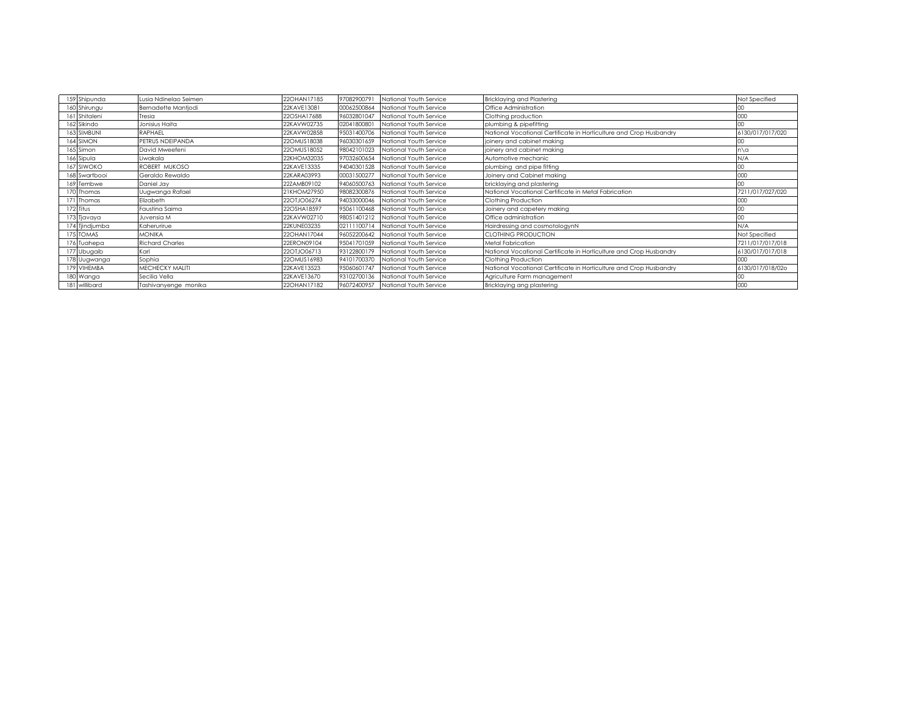| | | | | | | | |
|---|---|---|---|---|---|---|---|
| 159 | Shipunda | Lusia Ndinelao Seimen | 22OHAN17185 | 97082900791 | National Youth Service | Bricklaying and Plastering | Not Specified |
| 160 | Shirungu | Bernadette Mantjodi | 22KAVE13081 | 00062500864 | National Youth Service | Office Administration | 00 |
| 161 | Shitaleni | Tresia | 22OSHA17688 | 96032801047 | National Youth Service | Clothing production | 000 |
| 162 | Sikindo | Jonisius Haita | 22KAVW02735 | 02041800801 | National Youth Service | plumbing & pipefitting | 00 |
| 163 | SIMBUNI | RAPHAEL | 22KAVW02858 | 95031400706 | National Youth Service | National Vocational Certificate in Horticulture and Crop Husbandry | 6130/017/017/020 |
| 164 | SIMON | PETRUS NDEIPANDA | 22OMUS18038 | 96030301659 | National Youth Service | joinery and cabinet making | 00 |
| 165 | Simon | David Mweefeni | 22OMUS18052 | 98042101023 | National Youth Service | joinery and cabinet making | n\a |
| 166 | Sipula | Liwakala | 22KHOM32035 | 97032600654 | National Youth Service | Automotive mechanic | N/A |
| 167 | SIWOKO | ROBERT MUKOSO | 22KAVE13335 | 94040301528 | National Youth Service | plumbing and pipe fitting | 00 |
| 168 | Swartbooi | Geraldo Rewaldo | 22KARA03993 | 00031500277 | National Youth Service | Joinery and Cabinet making | 000 |
| 169 | Tembwe | Daniel Jay | 22ZAMB09102 | 94060500763 | National Youth Service | bricklaying and plastering | 00 |
| 170 | Thomas | Uugwanga Rafael | 21KHOM27950 | 98082300876 | National Youth Service | National Vocational Certificate in Metal Fabrication | 7211/017/027/020 |
| 171 | Thomas | Elizabeth | 22OTJO06274 | 94033000046 | National Youth Service | Clothing Production | 000 |
| 172 | Titus | Faustina Saima | 22OSHA18597 | 95061100468 | National Youth Service | Joinery and capetery making | 00 |
| 173 | Tjavaya | Juvensia M | 22KAVW02710 | 98051401212 | National Youth Service | Office administration | 00 |
| 174 | Tjindjumba | Kaherurirue | 22KUNE03235 | 02111100714 | National Youth Service | Hairdressing and cosmotologynN | N/A |
| 175 | TOMAS | MONIKA | 22OHAN17044 | 96052200642 | National Youth Service | CLOTHING PRODUCTION | Not Specified |
| 176 | Tuahepa | Richard Charles | 22ERON09104 | 95041701059 | National Youth Service | Metal Fabrication | 7211/017/017/018 |
| 177 | Ubugaib | Karl | 22OTJO06713 | 93122800179 | National Youth Service | National Vocational Certificate in Horticulture and Crop Husbandry | 6130/017/017/018 |
| 178 | Uugwanga | Sophia | 22OMUS16983 | 94101700370 | National Youth Service | Clothing Production | 000 |
| 179 | VIHEMBA | MECHECKY MALITI | 22KAVE13523 | 95060601747 | National Youth Service | National Vocational Certificate in Horticulture and Crop Husbandry | 6130/017/018/02o |
| 180 | Wanga | Secilia Vella | 22KAVE13670 | 93102700136 | National Youth Service | Agriculture Farm management | 00 |
| 181 | willibard | Tashivanyenge monika | 22OHAN17182 | 96072400957 | National Youth Service | Bricklaying ang plastering | 000 |